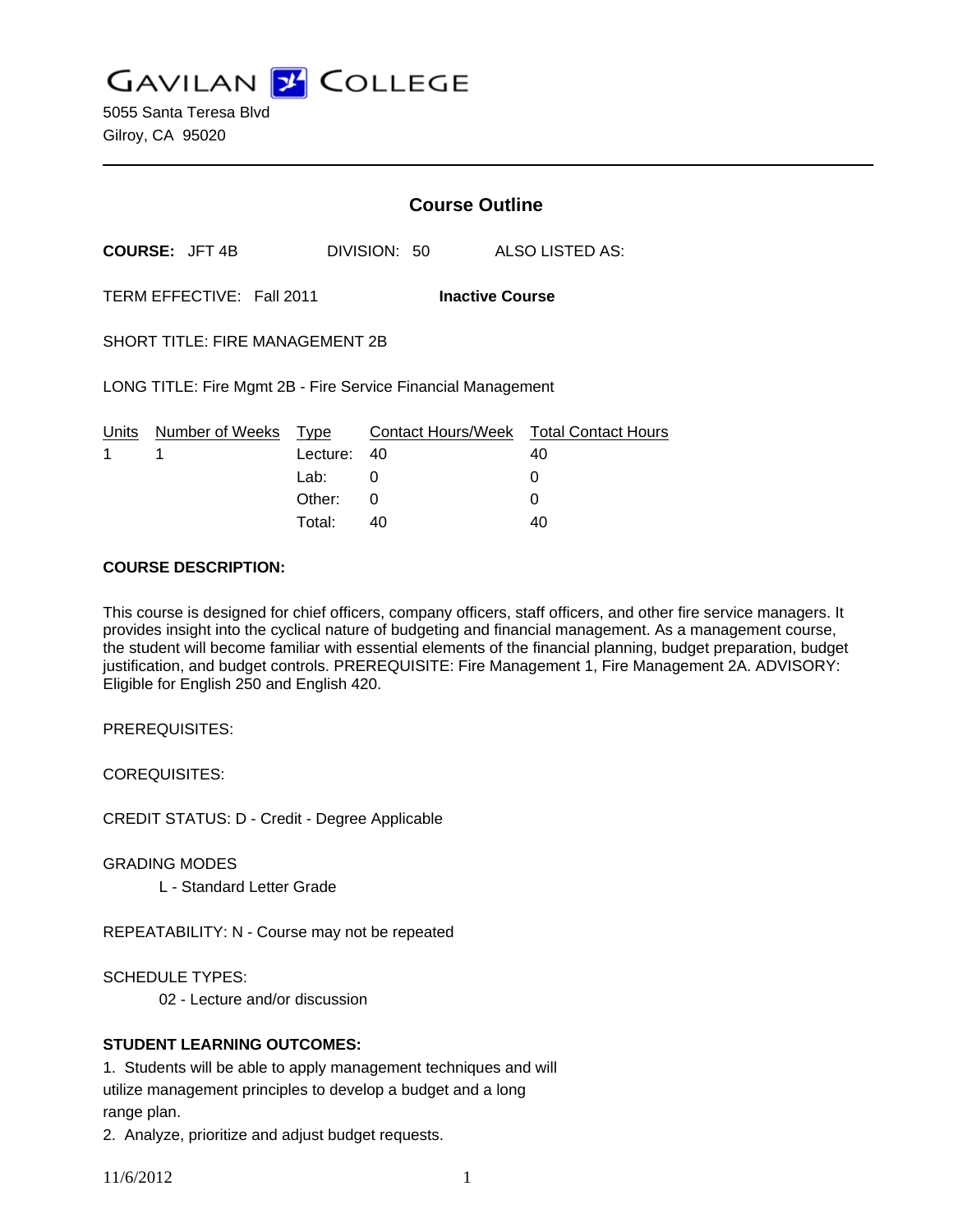# GAVILAN COLLEGE

5055 Santa Teresa Blvd
Gilroy, CA 95020

## Course Outline

**COURSE:** JFT 4B DIVISION: 50 ALSO LISTED AS:

TERM EFFECTIVE: Fall 2011 **Inactive Course**

SHORT TITLE: FIRE MANAGEMENT 2B

LONG TITLE: Fire Mgmt 2B - Fire Service Financial Management

| Units | Number of Weeks | Type | Contact Hours/Week | Total Contact Hours |
|---|---|---|---|---|
| 1 | 1 | Lecture: | 40 | 40 |
| | | Lab: | 0 | 0 |
| | | Other: | 0 | 0 |
| | | Total: | 40 | 40 |

**COURSE DESCRIPTION:**

This course is designed for chief officers, company officers, staff officers, and other fire service managers. It provides insight into the cyclical nature of budgeting and financial management. As a management course, the student will become familiar with essential elements of the financial planning, budget preparation, budget justification, and budget controls. PREREQUISITE: Fire Management 1, Fire Management 2A. ADVISORY: Eligible for English 250 and English 420.

PREREQUISITES:

COREQUISITES:

CREDIT STATUS: D - Credit - Degree Applicable

GRADING MODES

L - Standard Letter Grade

REPEATABILITY: N - Course may not be repeated

SCHEDULE TYPES:

02 - Lecture and/or discussion

**STUDENT LEARNING OUTCOMES:**

1. Students will be able to apply management techniques and will utilize management principles to develop a budget and a long range plan.
2. Analyze, prioritize and adjust budget requests.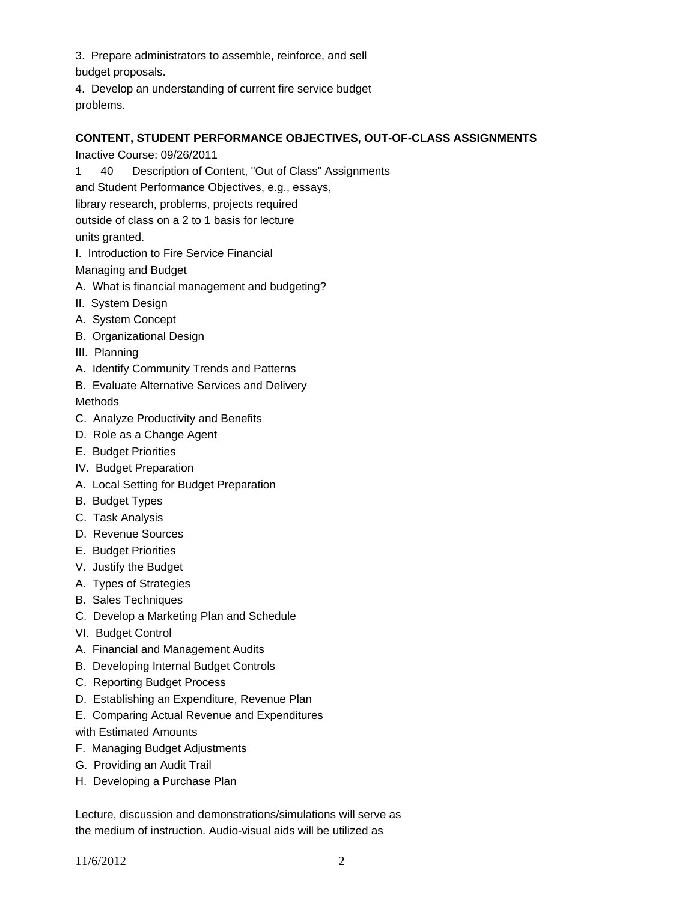3. Prepare administrators to assemble, reinforce, and sell budget proposals.

4. Develop an understanding of current fire service budget problems.

**CONTENT, STUDENT PERFORMANCE OBJECTIVES, OUT-OF-CLASS ASSIGNMENTS**

Inactive Course: 09/26/2011

1 40 Description of Content, "Out of Class" Assignments and Student Performance Objectives, e.g., essays, library research, problems, projects required outside of class on a 2 to 1 basis for lecture units granted.

I. Introduction to Fire Service Financial Managing and Budget

A. What is financial management and budgeting?

II. System Design

A. System Concept

B. Organizational Design

III. Planning

A. Identify Community Trends and Patterns

B. Evaluate Alternative Services and Delivery Methods

C. Analyze Productivity and Benefits

D. Role as a Change Agent

E. Budget Priorities

IV. Budget Preparation

A. Local Setting for Budget Preparation

B. Budget Types

C. Task Analysis

D. Revenue Sources

E. Budget Priorities

V. Justify the Budget

A. Types of Strategies

B. Sales Techniques

C. Develop a Marketing Plan and Schedule

VI. Budget Control

A. Financial and Management Audits

B. Developing Internal Budget Controls

C. Reporting Budget Process

D. Establishing an Expenditure, Revenue Plan

E. Comparing Actual Revenue and Expenditures with Estimated Amounts

F. Managing Budget Adjustments

G. Providing an Audit Trail

H. Developing a Purchase Plan

Lecture, discussion and demonstrations/simulations will serve as the medium of instruction. Audio-visual aids will be utilized as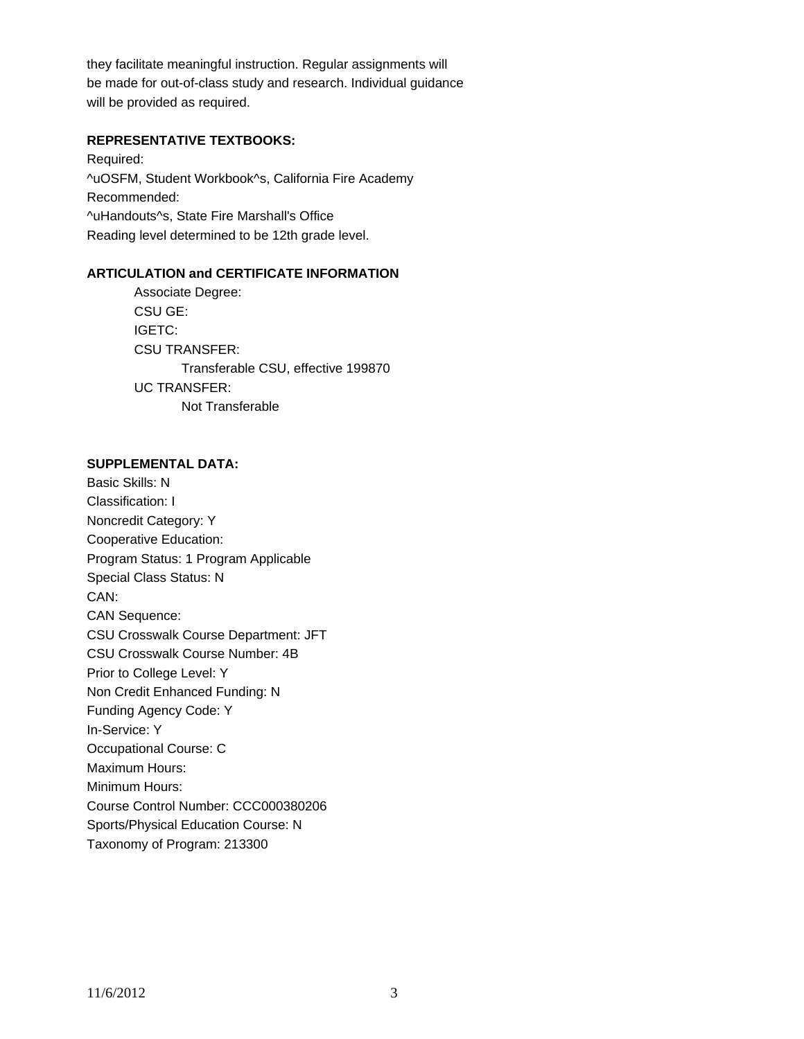they facilitate meaningful instruction. Regular assignments will be made for out-of-class study and research. Individual guidance will be provided as required.

**REPRESENTATIVE TEXTBOOKS:**

Required:
^uOSFM, Student Workbook^s, California Fire Academy
Recommended:
^uHandouts^s, State Fire Marshall's Office
Reading level determined to be 12th grade level.

**ARTICULATION and CERTIFICATE INFORMATION**

Associate Degree:
CSU GE:
IGETC:
CSU TRANSFER:
Transferable CSU, effective 199870
UC TRANSFER:
Not Transferable

**SUPPLEMENTAL DATA:**

Basic Skills: N
Classification: I
Noncredit Category: Y
Cooperative Education:
Program Status: 1 Program Applicable
Special Class Status: N
CAN:
CAN Sequence:
CSU Crosswalk Course Department: JFT
CSU Crosswalk Course Number: 4B
Prior to College Level: Y
Non Credit Enhanced Funding: N
Funding Agency Code: Y
In-Service: Y
Occupational Course: C
Maximum Hours:
Minimum Hours:
Course Control Number: CCC000380206
Sports/Physical Education Course: N
Taxonomy of Program: 213300